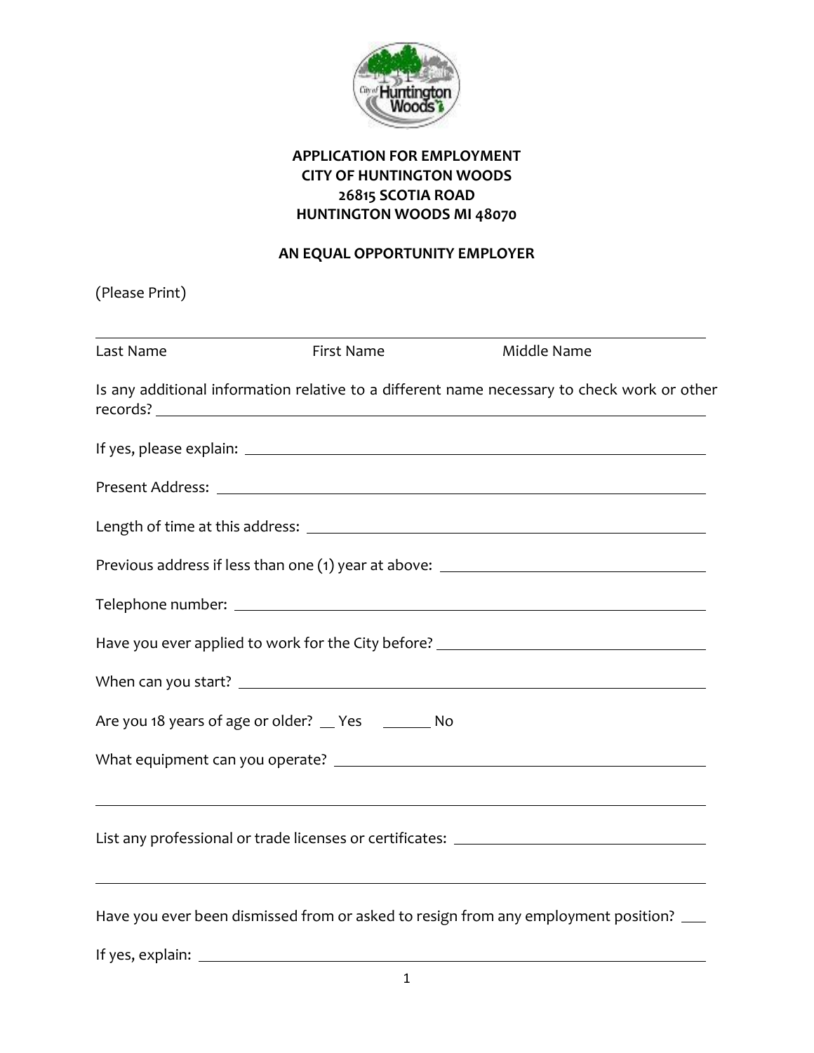**APPLICATION FOR EMPLOYMENT**
**CITY OF HUNTINGTON WOODS**
**26815 SCOTIA ROAD**
**HUNTINGTON WOODS MI 48070**

**AN EQUAL OPPORTUNITY EMPLOYER**

(Please Print)

_______________________________________________________________

Last Name First Name Middle Name

Is any additional information relative to a different name necessary to check work or other records? ____________________________________________

If yes, please explain: ____________________________________________

Present Address: ____________________________________________

Length of time at this address: ____________________________________________

Previous address if less than one (1) year at above: ______________________

Telephone number: ____________________________________________

Have you ever applied to work for the City before? ______________________

When can you start? ____________________________________________

Are you 18 years of age or older? __ Yes ______ No

What equipment can you operate? ____________________________________________

_______________________________________________________________

List any professional or trade licenses or certificates: ______________________

_______________________________________________________________

Have you ever been dismissed from or asked to resign from any employment position? ___

If yes, explain: ____________________________________________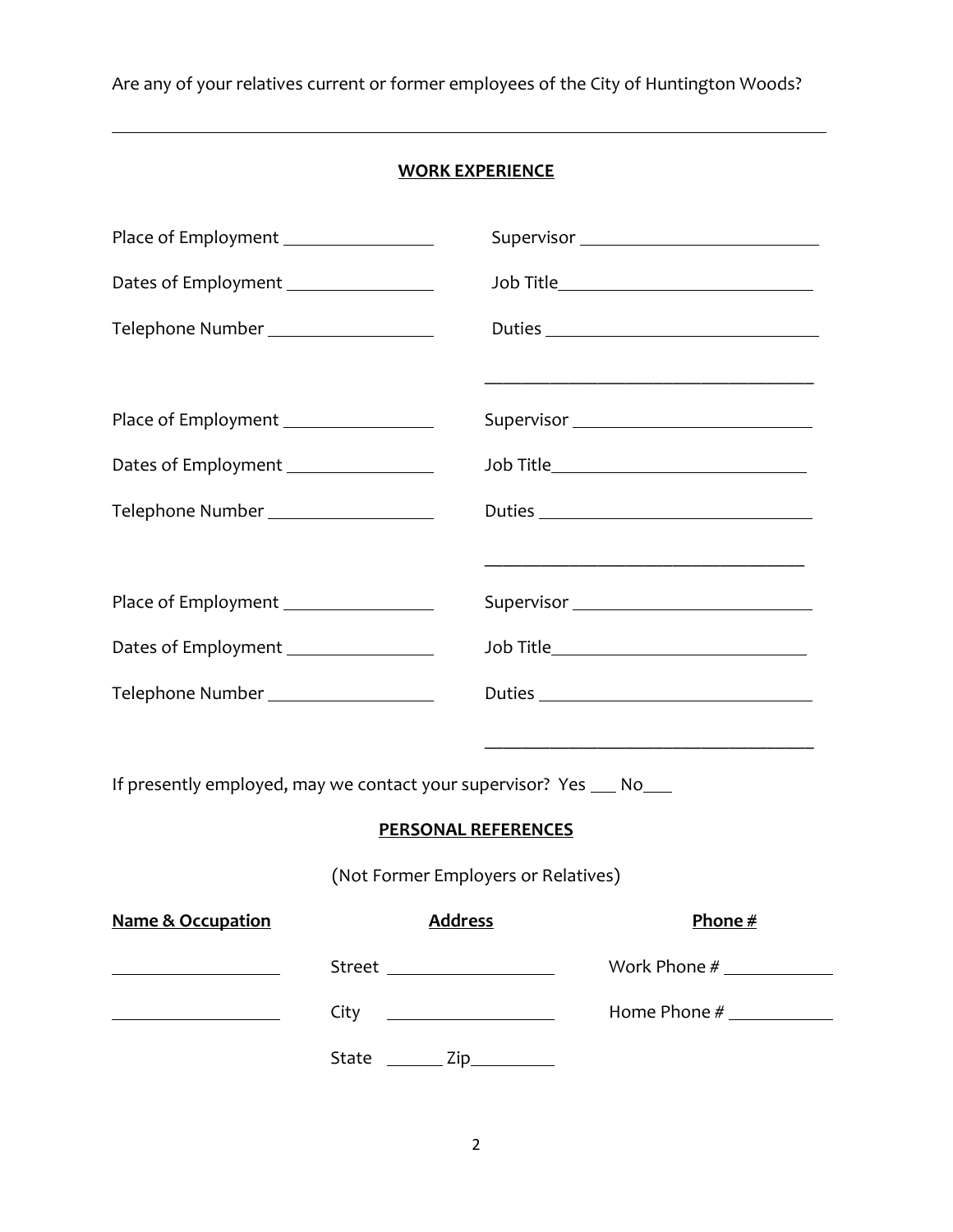Are any of your relatives current or former employees of the City of Huntington Woods?

______________________________________________________________________________

## WORK EXPERIENCE

Place of Employment ________________ Supervisor ___________________________

Dates of Employment ________________ Job Title___________________________

Telephone Number __________________ Duties ______________________________

______________________________________

Place of Employment ________________ Supervisor ___________________________

Dates of Employment ________________ Job Title___________________________

Telephone Number __________________ Duties ______________________________

______________________________________

Place of Employment ________________ Supervisor ___________________________

Dates of Employment ________________ Job Title___________________________

Telephone Number __________________ Duties ______________________________

______________________________________

If presently employed, may we contact your supervisor? Yes ___ No___

## PERSONAL REFERENCES

(Not Former Employers or Relatives)

| **Name & Occupation** | **Address** | **Phone #** |
|---|---|---|
| ____________________ | Street ____________________ | Work Phone # ____________ |
| ____________________ | City ____________________ | Home Phone # ____________ |
| | State _______ Zip_________ | |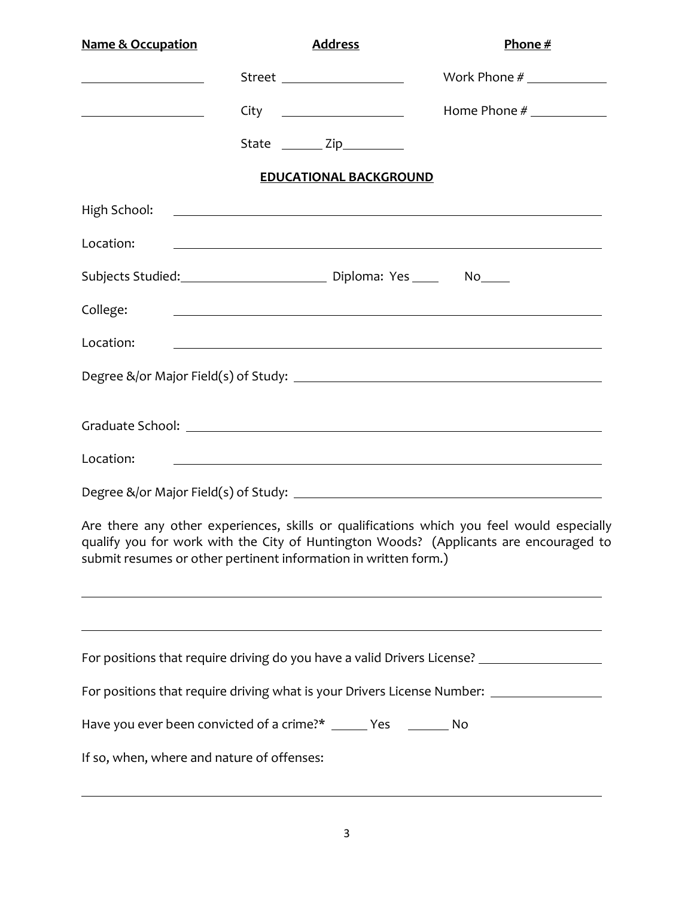| **Name & Occupation** | **Address** | **Phone #** |
|---|---|---|
| ____________________ | Street ____________________ | Work Phone # ____________ |
| ____________________ | City ____________________ | Home Phone # ____________ |
| | State _______ Zip_________ | |

**EDUCATIONAL BACKGROUND**

High School: ____________________________________________________________

Location: ____________________________________________________________

Subjects Studied:______________________ Diploma: Yes ____ No____

College: ____________________________________________________________

Location: ____________________________________________________________

Degree &/or Major Field(s) of Study: ____________________________________________

Graduate School: ____________________________________________________________

Location: ____________________________________________________________

Degree &/or Major Field(s) of Study: ____________________________________________

Are there any other experiences, skills or qualifications which you feel would especially qualify you for work with the City of Huntington Woods? (Applicants are encouraged to submit resumes or other pertinent information in written form.)

______________________________________________________________________________

______________________________________________________________________________

For positions that require driving do you have a valid Drivers License? __________________

For positions that require driving what is your Drivers License Number: ________________

Have you ever been convicted of a crime?* ______ Yes _______ No

If so, when, where and nature of offenses:

______________________________________________________________________________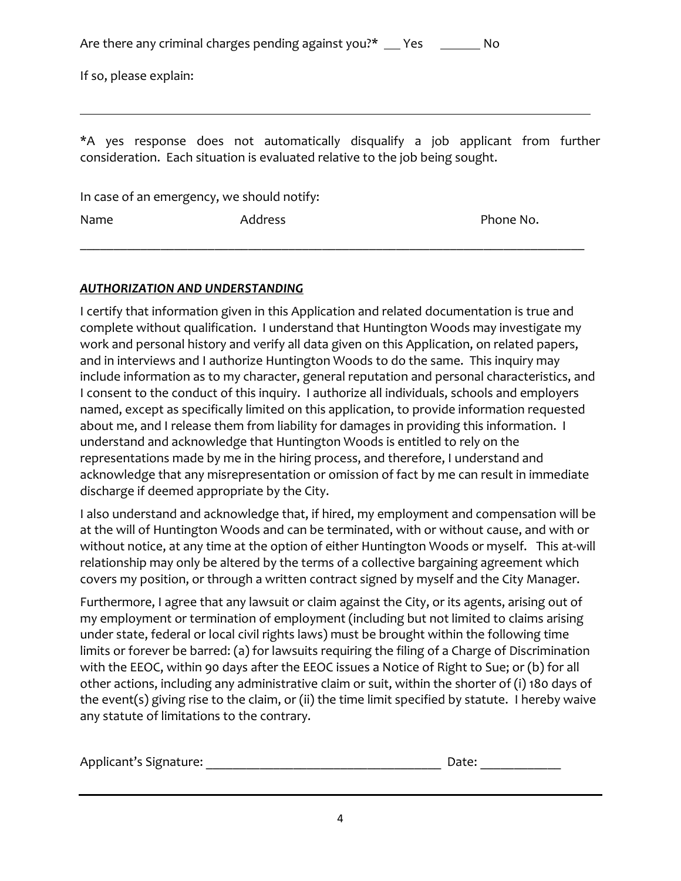Are there any criminal charges pending against you?* ___ Yes ______ No

If so, please explain:

______________________________________________________________________________

*A yes response does not automatically disqualify a job applicant from further consideration. Each situation is evaluated relative to the job being sought.

In case of an emergency, we should notify:

Name Address Phone No.

______________________________________________________________________________

***AUTHORIZATION AND UNDERSTANDING***

I certify that information given in this Application and related documentation is true and complete without qualification. I understand that Huntington Woods may investigate my work and personal history and verify all data given on this Application, on related papers, and in interviews and I authorize Huntington Woods to do the same. This inquiry may include information as to my character, general reputation and personal characteristics, and I consent to the conduct of this inquiry. I authorize all individuals, schools and employers named, except as specifically limited on this application, to provide information requested about me, and I release them from liability for damages in providing this information. I understand and acknowledge that Huntington Woods is entitled to rely on the representations made by me in the hiring process, and therefore, I understand and acknowledge that any misrepresentation or omission of fact by me can result in immediate discharge if deemed appropriate by the City.

I also understand and acknowledge that, if hired, my employment and compensation will be at the will of Huntington Woods and can be terminated, with or without cause, and with or without notice, at any time at the option of either Huntington Woods or myself. This at-will relationship may only be altered by the terms of a collective bargaining agreement which covers my position, or through a written contract signed by myself and the City Manager.

Furthermore, I agree that any lawsuit or claim against the City, or its agents, arising out of my employment or termination of employment (including but not limited to claims arising under state, federal or local civil rights laws) must be brought within the following time limits or forever be barred: (a) for lawsuits requiring the filing of a Charge of Discrimination with the EEOC, within 90 days after the EEOC issues a Notice of Right to Sue; or (b) for all other actions, including any administrative claim or suit, within the shorter of (i) 180 days of the event(s) giving rise to the claim, or (ii) the time limit specified by statute. I hereby waive any statute of limitations to the contrary.

Applicant's Signature: ___________________________________ Date: ____________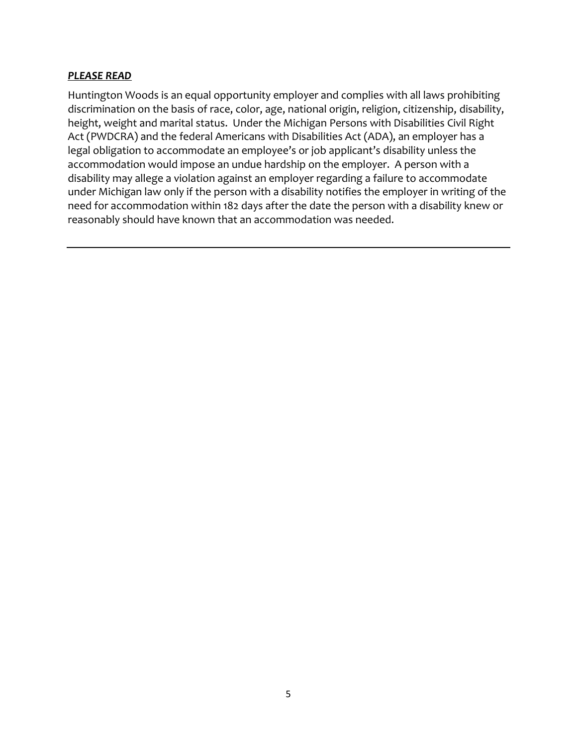***PLEASE READ***

Huntington Woods is an equal opportunity employer and complies with all laws prohibiting discrimination on the basis of race, color, age, national origin, religion, citizenship, disability, height, weight and marital status. Under the Michigan Persons with Disabilities Civil Right Act (PWDCRA) and the federal Americans with Disabilities Act (ADA), an employer has a legal obligation to accommodate an employee's or job applicant's disability unless the accommodation would impose an undue hardship on the employer. A person with a disability may allege a violation against an employer regarding a failure to accommodate under Michigan law only if the person with a disability notifies the employer in writing of the need for accommodation within 182 days after the date the person with a disability knew or reasonably should have known that an accommodation was needed.

---